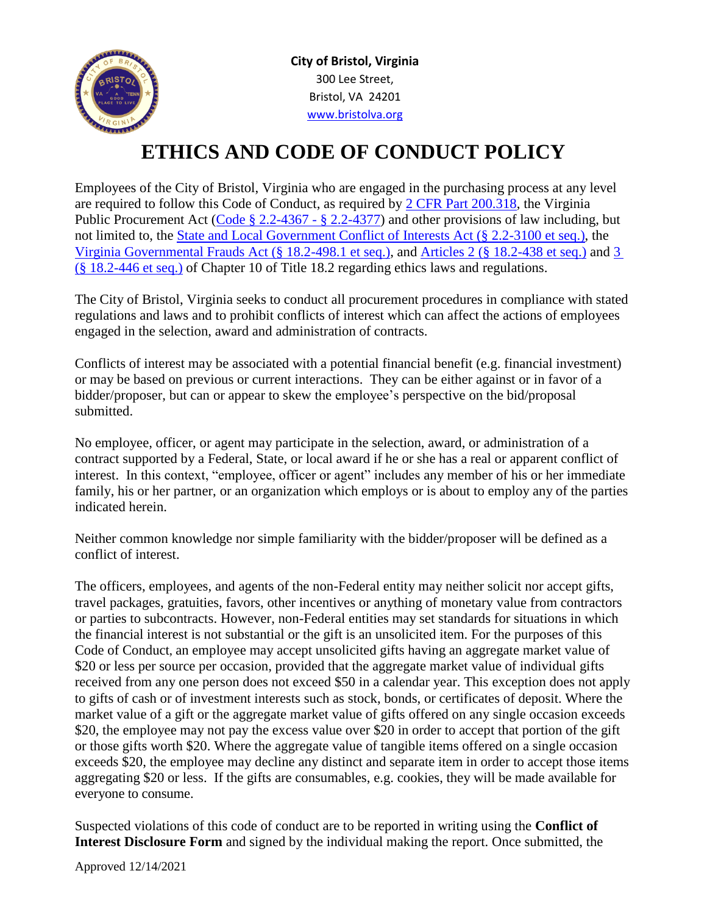**City of Bristol, Virginia**
300 Lee Street,
Bristol, VA 24201
www.bristolva.org

# ETHICS AND CODE OF CONDUCT POLICY

Employees of the City of Bristol, Virginia who are engaged in the purchasing process at any level are required to follow this Code of Conduct, as required by 2 CFR Part 200.318, the Virginia Public Procurement Act (Code § 2.2-4367 - § 2.2-4377) and other provisions of law including, but not limited to, the State and Local Government Conflict of Interests Act (§ 2.2-3100 et seq.), the Virginia Governmental Frauds Act (§ 18.2-498.1 et seq.), and Articles 2 (§ 18.2-438 et seq.) and 3 (§ 18.2-446 et seq.) of Chapter 10 of Title 18.2 regarding ethics laws and regulations.

The City of Bristol, Virginia seeks to conduct all procurement procedures in compliance with stated regulations and laws and to prohibit conflicts of interest which can affect the actions of employees engaged in the selection, award and administration of contracts.

Conflicts of interest may be associated with a potential financial benefit (e.g. financial investment) or may be based on previous or current interactions. They can be either against or in favor of a bidder/proposer, but can or appear to skew the employee's perspective on the bid/proposal submitted.

No employee, officer, or agent may participate in the selection, award, or administration of a contract supported by a Federal, State, or local award if he or she has a real or apparent conflict of interest. In this context, "employee, officer or agent" includes any member of his or her immediate family, his or her partner, or an organization which employs or is about to employ any of the parties indicated herein.

Neither common knowledge nor simple familiarity with the bidder/proposer will be defined as a conflict of interest.

The officers, employees, and agents of the non-Federal entity may neither solicit nor accept gifts, travel packages, gratuities, favors, other incentives or anything of monetary value from contractors or parties to subcontracts. However, non-Federal entities may set standards for situations in which the financial interest is not substantial or the gift is an unsolicited item. For the purposes of this Code of Conduct, an employee may accept unsolicited gifts having an aggregate market value of $20 or less per source per occasion, provided that the aggregate market value of individual gifts received from any one person does not exceed $50 in a calendar year. This exception does not apply to gifts of cash or of investment interests such as stock, bonds, or certificates of deposit. Where the market value of a gift or the aggregate market value of gifts offered on any single occasion exceeds $20, the employee may not pay the excess value over $20 in order to accept that portion of the gift or those gifts worth $20. Where the aggregate value of tangible items offered on a single occasion exceeds $20, the employee may decline any distinct and separate item in order to accept those items aggregating $20 or less. If the gifts are consumables, e.g. cookies, they will be made available for everyone to consume.

Suspected violations of this code of conduct are to be reported in writing using the **Conflict of Interest Disclosure Form** and signed by the individual making the report. Once submitted, the

Approved 12/14/2021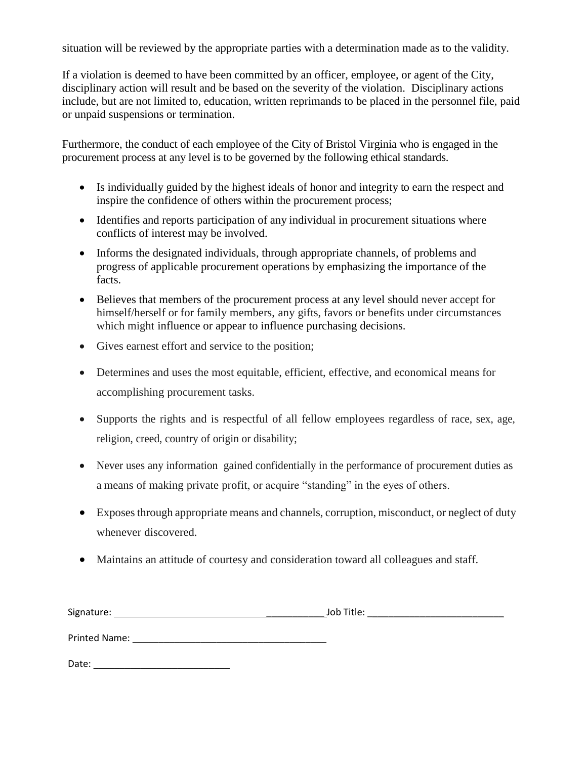situation will be reviewed by the appropriate parties with a determination made as to the validity.

If a violation is deemed to have been committed by an officer, employee, or agent of the City, disciplinary action will result and be based on the severity of the violation. Disciplinary actions include, but are not limited to, education, written reprimands to be placed in the personnel file, paid or unpaid suspensions or termination.

Furthermore, the conduct of each employee of the City of Bristol Virginia who is engaged in the procurement process at any level is to be governed by the following ethical standards.

- Is individually guided by the highest ideals of honor and integrity to earn the respect and inspire the confidence of others within the procurement process;
- Identifies and reports participation of any individual in procurement situations where conflicts of interest may be involved.
- Informs the designated individuals, through appropriate channels, of problems and progress of applicable procurement operations by emphasizing the importance of the facts.
- Believes that members of the procurement process at any level should never accept for himself/herself or for family members, any gifts, favors or benefits under circumstances which might influence or appear to influence purchasing decisions.
- Gives earnest effort and service to the position;
- Determines and uses the most equitable, efficient, effective, and economical means for accomplishing procurement tasks.
- Supports the rights and is respectful of all fellow employees regardless of race, sex, age, religion, creed, country of origin or disability;
- Never uses any information gained confidentially in the performance of procurement duties as a means of making private profit, or acquire "standing" in the eyes of others.
- Exposes through appropriate means and channels, corruption, misconduct, or neglect of duty whenever discovered.
- Maintains an attitude of courtesy and consideration toward all colleagues and staff.

Signature: ________________________________________ Job Title: ___________________________

Printed Name: ______________________________________

Date: ___________________________